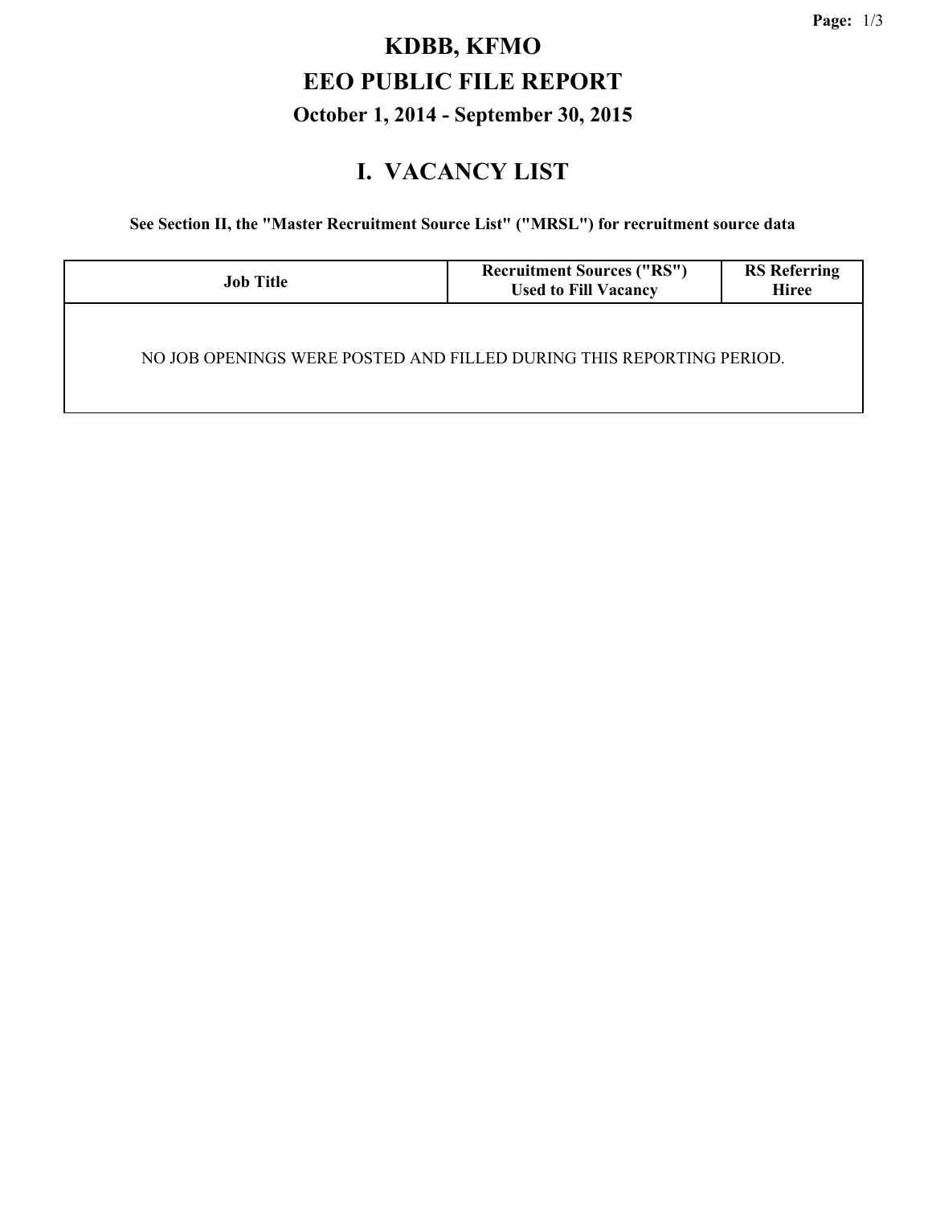# KDBB, KFMO

# EEO PUBLIC FILE REPORT

### October 1, 2014 - September 30, 2015

## I. VACANCY LIST

**See Section II, the "Master Recruitment Source List" ("MRSL") for recruitment source data**

| Job Title | Recruitment Sources ("RS") Used to Fill Vacancy | RS Referring Hiree |
|---|---|---|
| NO JOB OPENINGS WERE POSTED AND FILLED DURING THIS REPORTING PERIOD. | | |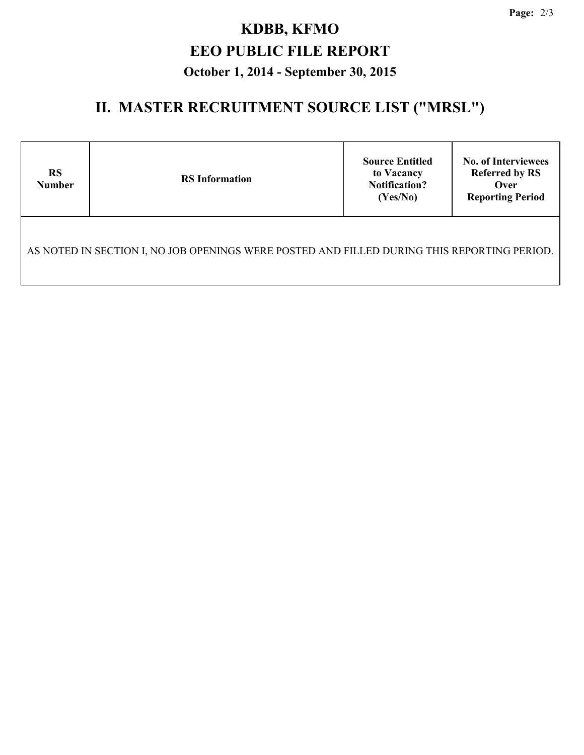# KDBB, KFMO

# EEO PUBLIC FILE REPORT

## October 1, 2014 - September 30, 2015

## II. MASTER RECRUITMENT SOURCE LIST ("MRSL")

| RS Number | RS Information | Source Entitled to Vacancy Notification? (Yes/No) | No. of Interviewees Referred by RS Over Reporting Period |
|---|---|---|---|
| AS NOTED IN SECTION I, NO JOB OPENINGS WERE POSTED AND FILLED DURING THIS REPORTING PERIOD. | | | |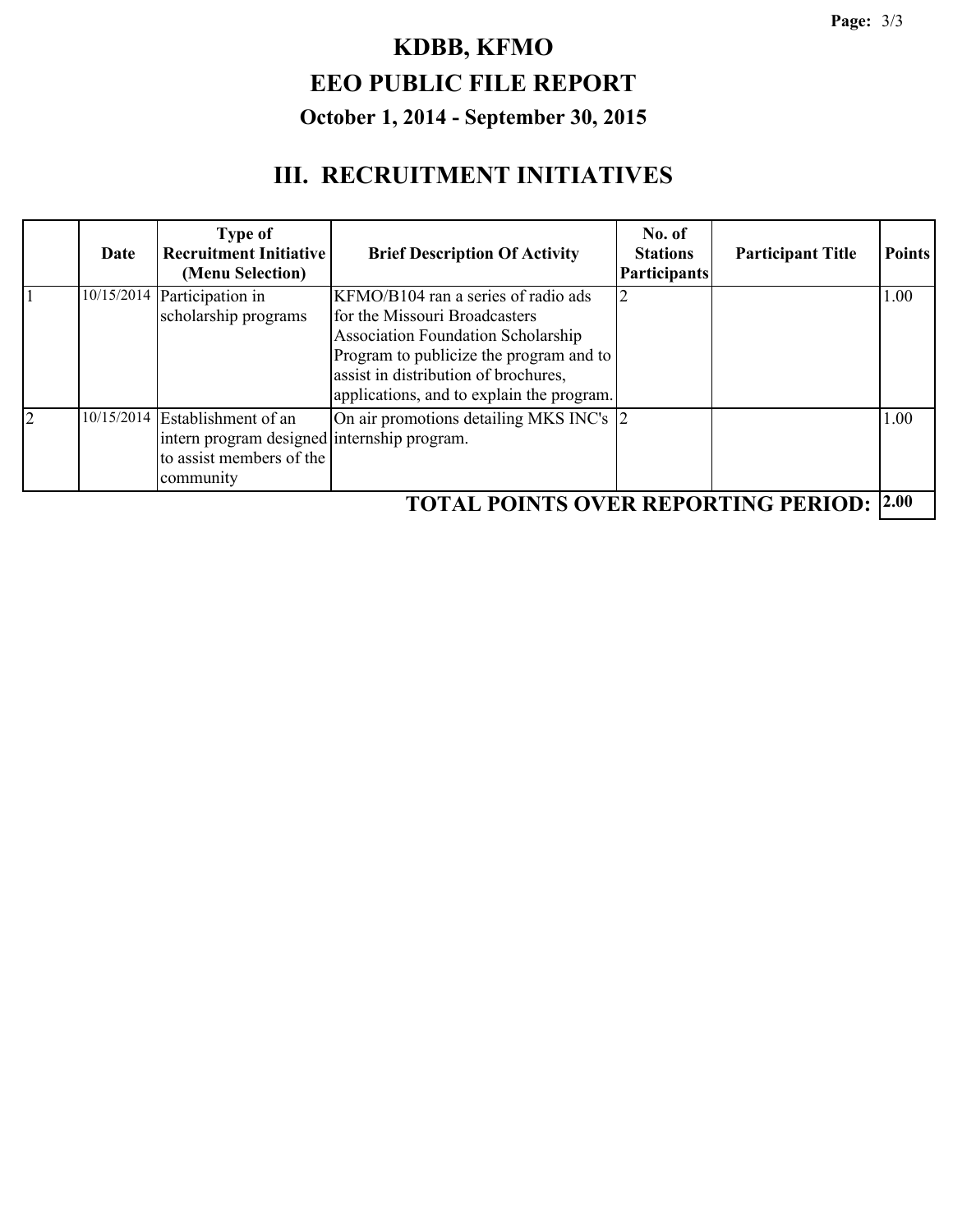# KDBB, KFMO

# EEO PUBLIC FILE REPORT

### October 1, 2014 - September 30, 2015

## III. RECRUITMENT INITIATIVES

| | Date | Type of Recruitment Initiative (Menu Selection) | Brief Description Of Activity | No. of Stations Participants | Participant Title | Points |
|---|---|---|---|---|---|---|
| 1 | 10/15/2014 | Participation in scholarship programs | KFMO/B104 ran a series of radio ads for the Missouri Broadcasters Association Foundation Scholarship Program to publicize the program and to assist in distribution of brochures, applications, and to explain the program. | 2 | | 1.00 |
| 2 | 10/15/2014 | Establishment of an intern program designed to assist members of the community | On air promotions detailing MKS INC's internship program. | 2 | | 1.00 |
| | | | | | **TOTAL POINTS OVER REPORTING PERIOD:** | **2.00** |